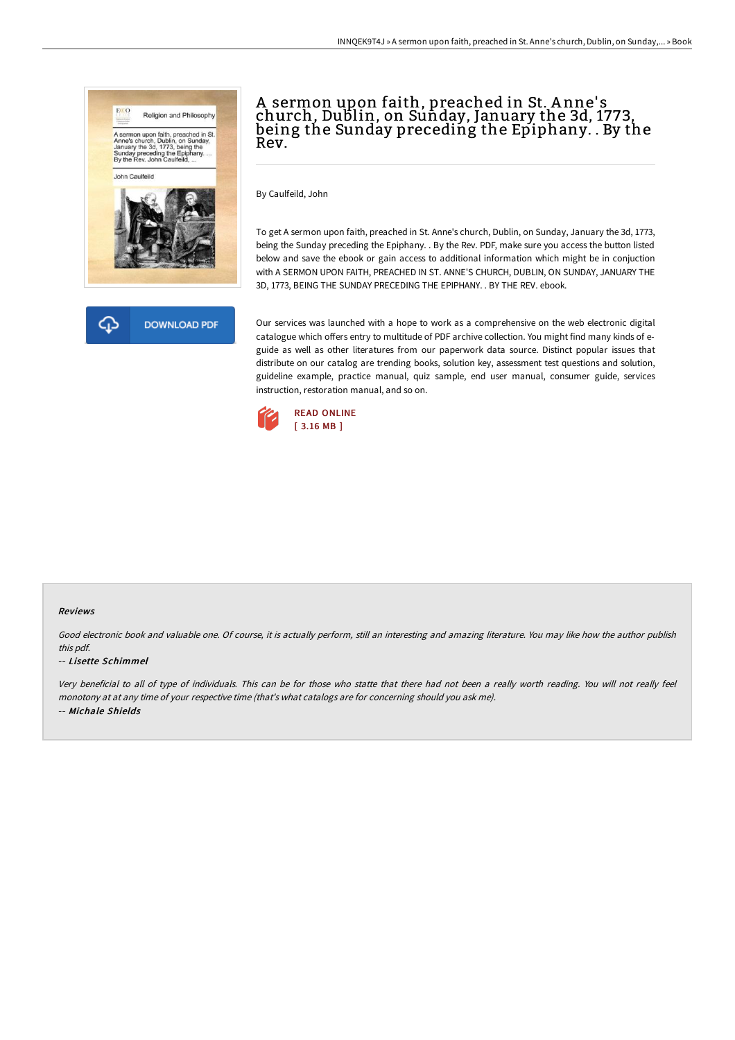# A sermon upon faith, preached in St. Anne's church, Dublin, on Sunday, January the 3d, 1773, being the Sunday preceding the Epiphany. . By the Rev.

By Caulfeild, John

To get A sermon upon faith, preached in St. Anne's church, Dublin, on Sunday, January the 3d, 1773, being the Sunday preceding the Epiphany. . By the Rev. PDF, make sure you access the button listed below and save the ebook or gain access to additional information which might be in conjuction with A SERMON UPON FAITH, PREACHED IN ST. ANNE'S CHURCH, DUBLIN, ON SUNDAY, JANUARY THE 3D, 1773, BEING THE SUNDAY PRECEDING THE EPIPHANY. . BY THE REV. ebook.

DOWNLOAD PDF

Our services was launched with a hope to work as a comprehensive on the web electronic digital catalogue which offers entry to multitude of PDF archive collection. You might find many kinds of e-guide as well as other literatures from our paperwork data source. Distinct popular issues that distribute on our catalog are trending books, solution key, assessment test questions and solution, guideline example, practice manual, quiz sample, end user manual, consumer guide, services instruction, restoration manual, and so on.

READ ONLINE
[ 3.16 MB ]

#### Reviews

*Good electronic book and valuable one. Of course, it is actually perform, still an interesting and amazing literature. You may like how the author publish this pdf.*

-- *Lisette Schimmel*

*Very beneficial to all of type of individuals. This can be for those who statte that there had not been a really worth reading. You will not really feel monotony at at any time of your respective time (that's what catalogs are for concerning should you ask me).*

-- *Michale Shields*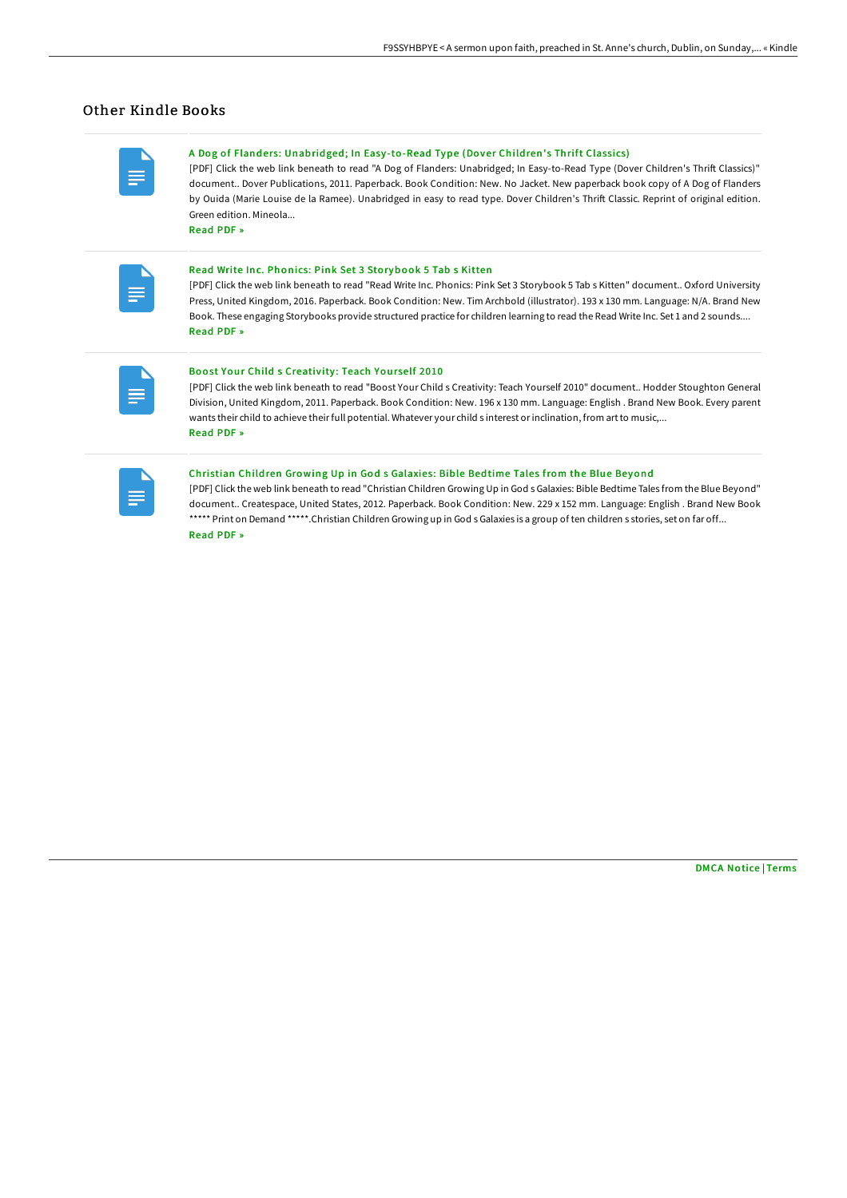## Other Kindle Books

### A Dog of Flanders: Unabridged; In Easy-to-Read Type (Dover Children's Thrift Classics)

[PDF] Click the web link beneath to read "A Dog of Flanders: Unabridged; In Easy-to-Read Type (Dover Children's Thrift Classics)" document.. Dover Publications, 2011. Paperback. Book Condition: New. No Jacket. New paperback book copy of A Dog of Flanders by Ouida (Marie Louise de la Ramee). Unabridged in easy to read type. Dover Children's Thrift Classic. Reprint of original edition. Green edition. Mineola...

Read PDF »

### Read Write Inc. Phonics: Pink Set 3 Storybook 5 Tab s Kitten

[PDF] Click the web link beneath to read "Read Write Inc. Phonics: Pink Set 3 Storybook 5 Tab s Kitten" document.. Oxford University Press, United Kingdom, 2016. Paperback. Book Condition: New. Tim Archbold (illustrator). 193 x 130 mm. Language: N/A. Brand New Book. These engaging Storybooks provide structured practice for children learning to read the Read Write Inc. Set 1 and 2 sounds....

Read PDF »

### Boost Your Child s Creativity: Teach Yourself 2010

[PDF] Click the web link beneath to read "Boost Your Child s Creativity: Teach Yourself 2010" document.. Hodder Stoughton General Division, United Kingdom, 2011. Paperback. Book Condition: New. 196 x 130 mm. Language: English . Brand New Book. Every parent wants their child to achieve their full potential. Whatever your child s interest or inclination, from art to music,...

Read PDF »

### Christian Children Growing Up in God s Galaxies: Bible Bedtime Tales from the Blue Beyond

[PDF] Click the web link beneath to read "Christian Children Growing Up in God s Galaxies: Bible Bedtime Tales from the Blue Beyond" document.. Createspace, United States, 2012. Paperback. Book Condition: New. 229 x 152 mm. Language: English . Brand New Book ***** Print on Demand *****.Christian Children Growing up in God s Galaxies is a group of ten children s stories, set on far off...

Read PDF »